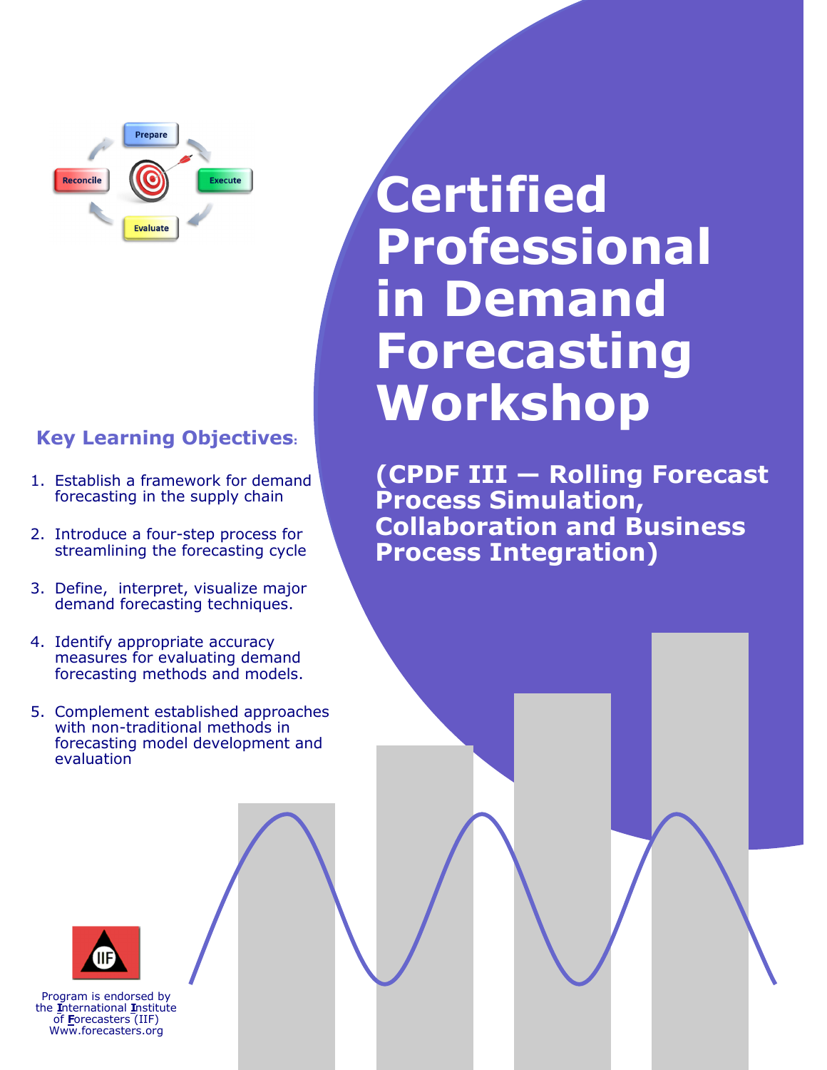Prepare

Reconcile

Execute

Evaluate

# Certified Professional in Demand Forecasting Workshop

## (CPDF III — Rolling Forecast Process Simulation, Collaboration and Business Process Integration)

### Key Learning Objectives:

1. Establish a framework for demand forecasting in the supply chain
2. Introduce a four-step process for streamlining the forecasting cycle
3. Define, interpret, visualize major demand forecasting techniques.
4. Identify appropriate accuracy measures for evaluating demand forecasting methods and models.
5. Complement established approaches with non-traditional methods in forecasting model development and evaluation

IIF

Program is endorsed by the **I**nternational **I**nstitute of **F**orecasters (IIF)
Www.forecasters.org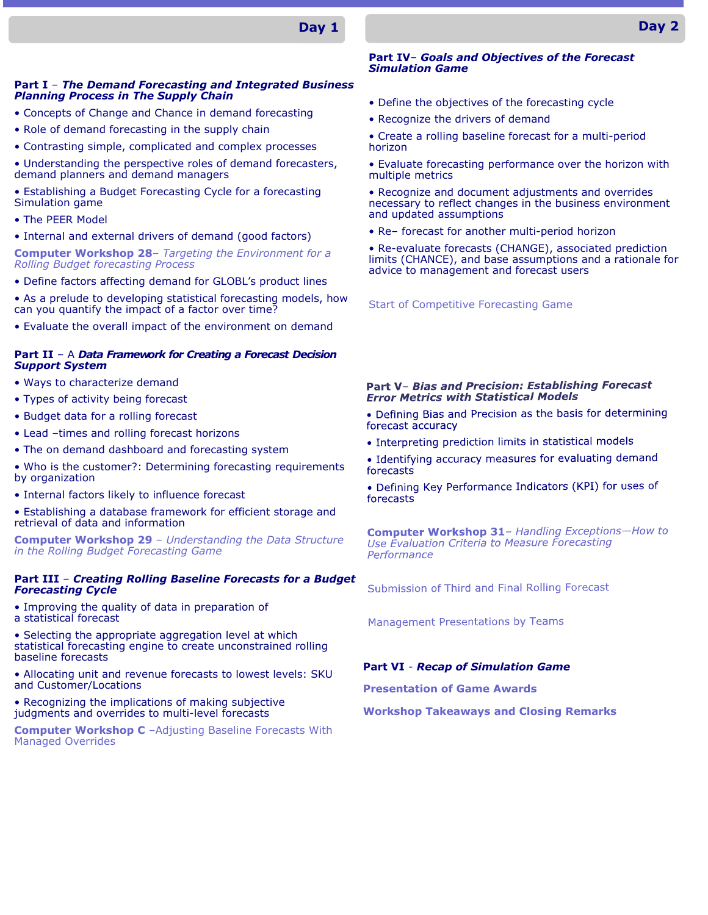## Day 1

### Part I – *The Demand Forecasting and Integrated Business Planning Process in The Supply Chain*

- Concepts of Change and Chance in demand forecasting
- Role of demand forecasting in the supply chain
- Contrasting simple, complicated and complex processes
- Understanding the perspective roles of demand forecasters, demand planners and demand managers
- Establishing a Budget Forecasting Cycle for a forecasting Simulation game
- The PEER Model
- Internal and external drivers of demand (good factors)

**Computer Workshop 28**– *Targeting the Environment for a Rolling Budget forecasting Process*

- Define factors affecting demand for GLOBL's product lines
- As a prelude to developing statistical forecasting models, how can you quantify the impact of a factor over time?
- Evaluate the overall impact of the environment on demand

### Part II – A *Data Framework for Creating a Forecast Decision Support System*

- Ways to characterize demand
- Types of activity being forecast
- Budget data for a rolling forecast
- Lead –times and rolling forecast horizons
- The on demand dashboard and forecasting system
- Who is the customer?: Determining forecasting requirements by organization
- Internal factors likely to influence forecast
- Establishing a database framework for efficient storage and retrieval of data and information

**Computer Workshop 29** – *Understanding the Data Structure in the Rolling Budget Forecasting Game*

### Part III – *Creating Rolling Baseline Forecasts for a Budget Forecasting Cycle*

- Improving the quality of data in preparation of a statistical forecast
- Selecting the appropriate aggregation level at which statistical forecasting engine to create unconstrained rolling baseline forecasts
- Allocating unit and revenue forecasts to lowest levels: SKU and Customer/Locations
- Recognizing the implications of making subjective judgments and overrides to multi-level forecasts

**Computer Workshop C** –Adjusting Baseline Forecasts With Managed Overrides

## Day 2

### Part IV– *Goals and Objectives of the Forecast Simulation Game*

- Define the objectives of the forecasting cycle
- Recognize the drivers of demand
- Create a rolling baseline forecast for a multi-period horizon
- Evaluate forecasting performance over the horizon with multiple metrics
- Recognize and document adjustments and overrides necessary to reflect changes in the business environment and updated assumptions
- Re– forecast for another multi-period horizon
- Re-evaluate forecasts (CHANGE), associated prediction limits (CHANCE), and base assumptions and a rationale for advice to management and forecast users

Start of Competitive Forecasting Game

### Part V– *Bias and Precision: Establishing Forecast Error Metrics with Statistical Models*

- Defining Bias and Precision as the basis for determining forecast accuracy
- Interpreting prediction limits in statistical models
- Identifying accuracy measures for evaluating demand forecasts
- Defining Key Performance Indicators (KPI) for uses of forecasts

**Computer Workshop 31**– *Handling Exceptions—How to Use Evaluation Criteria to Measure Forecasting Performance*

Submission of Third and Final Rolling Forecast

Management Presentations by Teams

### Part VI - *Recap of Simulation Game*

**Presentation of Game Awards**

**Workshop Takeaways and Closing Remarks**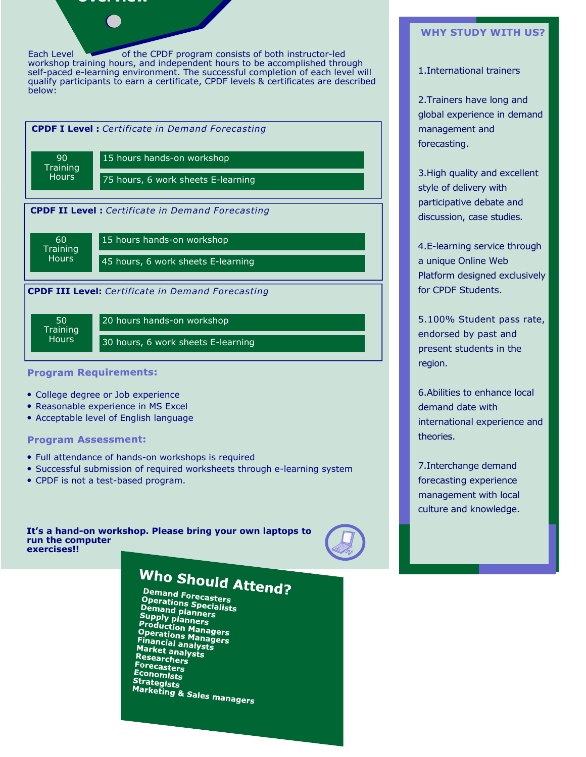## Overview

Each Level of the CPDF program consists of both instructor-led workshop training hours, and independent hours to be accomplished through self-paced e-learning environment. The successful completion of each level will qualify participants to earn a certificate, CPDF levels & certificates are described below:

### CPDF I Level : *Certificate in Demand Forecasting*

| 90 Training Hours | |
|---|---|
| | 15 hours hands-on workshop |
| | 75 hours, 6 work sheets E-learning |

### CPDF II Level : *Certificate in Demand Forecasting*

| 60 Training Hours | |
|---|---|
| | 15 hours hands-on workshop |
| | 45 hours, 6 work sheets E-learning |

### CPDF III Level: *Certificate in Demand Forecasting*

| 50 Training Hours | |
|---|---|
| | 20 hours hands-on workshop |
| | 30 hours, 6 work sheets E-learning |

### Program Requirements:

- College degree or Job experience
- Reasonable experience in MS Excel
- Acceptable level of English language

### Program Assessment:

- Full attendance of hands-on workshops is required
- Successful submission of required worksheets through e-learning system
- CPDF is not a test-based program.

**It's a hand-on workshop. Please bring your own laptops to run the computer exercises!!**

## Who Should Attend?

**Demand Forecasters**
**Operations Specialists**
**Demand planners**
**Supply planners**
**Production Managers**
**Operations Managers**
**Financial analysts**
**Market analysts**
**Researchers**
**Forecasters**
**Economists**
**Strategists**
**Marketing & Sales managers**

## WHY STUDY WITH US?

1. International trainers
2. Trainers have long and global experience in demand management and forecasting.
3. High quality and excellent style of delivery with participative debate and discussion, case studies.
4. E-learning service through a unique Online Web Platform designed exclusively for CPDF Students.
5. 100% Student pass rate, endorsed by past and present students in the region.
6. Abilities to enhance local demand date with international experience and theories.
7. Interchange demand forecasting experience management with local culture and knowledge.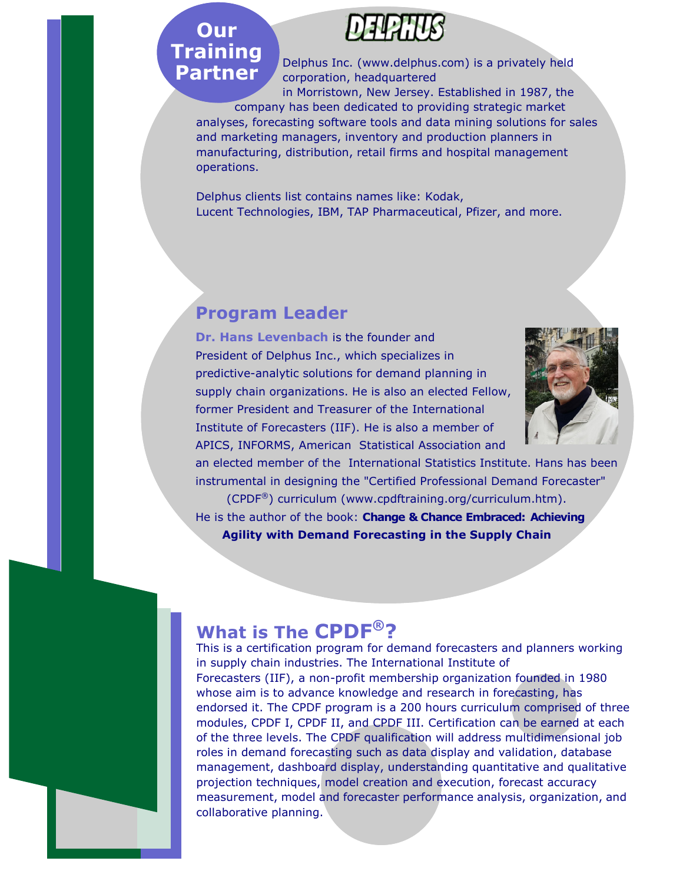## Our Training Partner

**DELPHUS**

Delphus Inc. (www.delphus.com) is a privately held corporation, headquartered in Morristown, New Jersey. Established in 1987, the company has been dedicated to providing strategic market analyses, forecasting software tools and data mining solutions for sales and marketing managers, inventory and production planners in manufacturing, distribution, retail firms and hospital management operations.

Delphus clients list contains names like: Kodak, Lucent Technologies, IBM, TAP Pharmaceutical, Pfizer, and more.

## Program Leader

**Dr. Hans Levenbach** is the founder and President of Delphus Inc., which specializes in predictive-analytic solutions for demand planning in supply chain organizations. He is also an elected Fellow, former President and Treasurer of the International Institute of Forecasters (IIF). He is also a member of APICS, INFORMS, American Statistical Association and an elected member of the International Statistics Institute. Hans has been instrumental in designing the "Certified Professional Demand Forecaster" (CPDF®) curriculum (www.cpdftraining.org/curriculum.htm). He is the author of the book: **Change & Chance Embraced: Achieving Agility with Demand Forecasting in the Supply Chain**

## What is The CPDF®?

This is a certification program for demand forecasters and planners working in supply chain industries. The International Institute of Forecasters (IIF), a non-profit membership organization founded in 1980 whose aim is to advance knowledge and research in forecasting, has endorsed it. The CPDF program is a 200 hours curriculum comprised of three modules, CPDF I, CPDF II, and CPDF III. Certification can be earned at each of the three levels. The CPDF qualification will address multidimensional job roles in demand forecasting such as data display and validation, database management, dashboard display, understanding quantitative and qualitative projection techniques, model creation and execution, forecast accuracy measurement, model and forecaster performance analysis, organization, and collaborative planning.